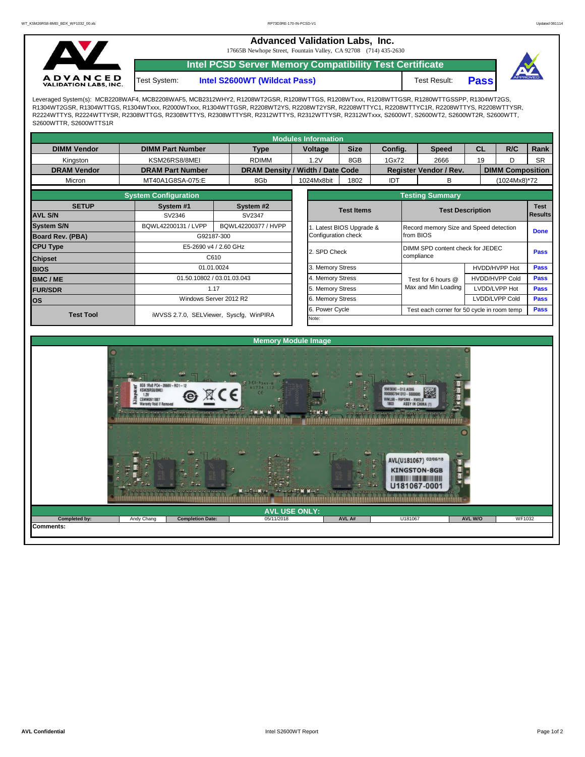# Advanced Validation Labs, Inc.

17665B Newhope Street, Fountain Valley, CA 92708 (714) 435-2630

## Intel PCSD Server Memory Compatibility Test Certificate

Test System: **Intel S2600WT (Wildcat Pass)** Test Result: **Pass**

Leveraged System(s): MCB2208WAF4, MCB2208WAF5, MCB2312WHY2, R1208WT2GSR, R1208WTTGS, R1208WTxxx, R1208WTTGSR, R1280WTTGSSPP, R1304WT2GS, R1304WT2GSR, R1304WTTGS, R1304WTxxx, R2000WTxxx, R1304WTTGSR, R2208WT2YS, R2208WT2YSR, R2208WTTYC1, R2208WTTYC1R, R2208WTTYS, R2208WTTYSR, R2224WTTYS, R2224WTTYSR, R2308WTTGS, R2308WTTYS, R2308WTTYSR, R2312WTTYS, R2312WTTYSR, R2312WTxxx, S2600WT, S2600WT2, S2600WT2R, S2600WTT, S2600WTTR, S2600WTTS1R

## Modules Information

| DIMM Vendor | DIMM Part Number | Type | Voltage | Size | Config. | Speed | CL | R/C | Rank |
|---|---|---|---|---|---|---|---|---|---|
| Kingston | KSM26RS8/8MEI | RDIMM | 1.2V | 8GB | 1Gx72 | 2666 | 19 | D | SR |
| **DRAM Vendor** | **DRAM Part Number** | **DRAM Density / Width / Date Code** | | | **Register Vendor / Rev.** | | **DIMM Composition** | | |
| Micron | MT40A1G8SA-075:E | 8Gb | 1024Mx8bit | 1802 | IDT | B | (1024Mx8)*72 | | |

## System Configuration

| SETUP | System #1 | System #2 |
|---|---|---|
| AVL S/N | SV2346 | SV2347 |
| System S/N | BQWL42200131 / LVPP | BQWL42200377 / HVPP |
| Board Rev. (PBA) | G92187-300 | |
| CPU Type | E5-2690 v4 / 2.60 GHz | |
| Chipset | C610 | |
| BIOS | 01.01.0024 | |
| BMC / ME | 01.50.10802 / 03.01.03.043 | |
| FUR/SDR | 1.17 | |
| OS | Windows Server 2012 R2 | |
| Test Tool | iWVSS 2.7.0, SELViewer, Syscfg, WinPIRA | |

## Testing Summary

| Test Items | Test Description | | Test Results |
|---|---|---|---|
| 1. Latest BIOS Upgrade & Configuration check | Record memory Size and Speed detection from BIOS | | Done |
| 2. SPD Check | DIMM SPD content check for JEDEC compliance | | Pass |
| 3. Memory Stress | Test for 6 hours @ Max and Min Loading | HVDD/HVPP Hot | Pass |
| 4. Memory Stress | | HVDD/HVPP Cold | Pass |
| 5. Memory Stress | | LVDD/LVPP Hot | Pass |
| 6. Memory Stress | | LVDD/LVPP Cold | Pass |
| 6. Power Cycle | Test each corner for 50 cycle in room temp | | Pass |

Note:

## Memory Module Image

## AVL USE ONLY:

| Completed by: | Andy Chang | Completion Date: | 05/11/2018 | AVL A# | U181067 | AVL W/O | WF1032 |
|---|---|---|---|---|---|---|---|

Comments: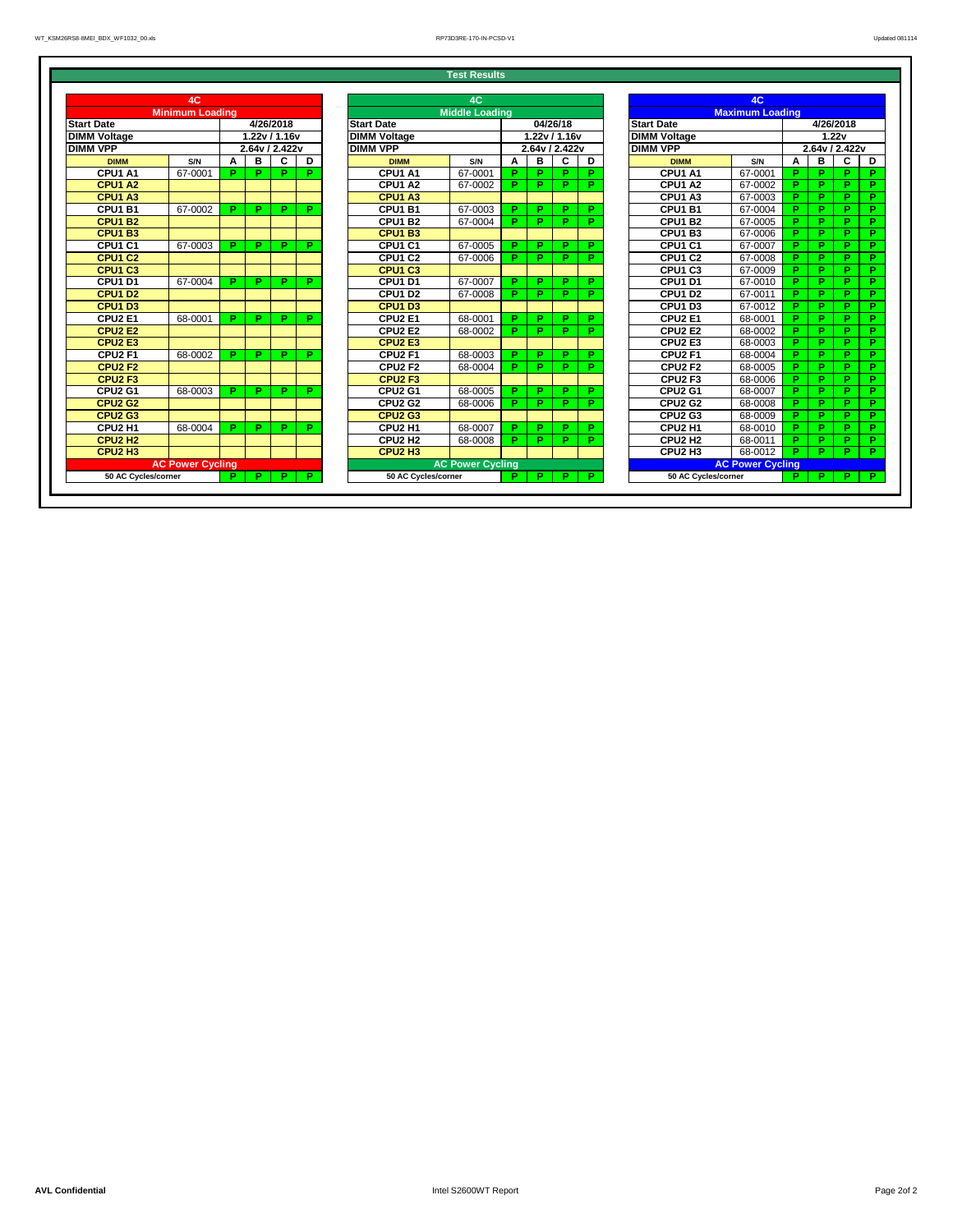## Test Results

| 4C Minimum Loading | | | | | |
|---|---|---|---|---|---|
| **Start Date** | | 4/26/2018 | | | |
| **DIMM Voltage** | | 1.22v / 1.16v | | | |
| **DIMM VPP** | | 2.64v / 2.422v | | | |
| **DIMM** | **S/N** | **A** | **B** | **C** | **D** |
| CPU1 A1 | 67-0001 | P | P | P | P |
| CPU1 A2 | | | | | |
| CPU1 A3 | | | | | |
| CPU1 B1 | 67-0002 | P | P | P | P |
| CPU1 B2 | | | | | |
| CPU1 B3 | | | | | |
| CPU1 C1 | 67-0003 | P | P | P | P |
| CPU1 C2 | | | | | |
| CPU1 C3 | | | | | |
| CPU1 D1 | 67-0004 | P | P | P | P |
| CPU1 D2 | | | | | |
| CPU1 D3 | | | | | |
| CPU2 E1 | 68-0001 | P | P | P | P |
| CPU2 E2 | | | | | |
| CPU2 E3 | | | | | |
| CPU2 F1 | 68-0002 | P | P | P | P |
| CPU2 F2 | | | | | |
| CPU2 F3 | | | | | |
| CPU2 G1 | 68-0003 | P | P | P | P |
| CPU2 G2 | | | | | |
| CPU2 G3 | | | | | |
| CPU2 H1 | 68-0004 | P | P | P | P |
| CPU2 H2 | | | | | |
| CPU2 H3 | | | | | |
| **AC Power Cycling** | | | | | |
| 50 AC Cycles/corner | | P | P | P | P |

| 4C Middle Loading | | | | | |
|---|---|---|---|---|---|
| **Start Date** | | 04/26/18 | | | |
| **DIMM Voltage** | | 1.22v / 1.16v | | | |
| **DIMM VPP** | | 2.64v / 2.422v | | | |
| **DIMM** | **S/N** | **A** | **B** | **C** | **D** |
| CPU1 A1 | 67-0001 | P | P | P | P |
| CPU1 A2 | 67-0002 | P | P | P | P |
| CPU1 A3 | | | | | |
| CPU1 B1 | 67-0003 | P | P | P | P |
| CPU1 B2 | 67-0004 | P | P | P | P |
| CPU1 B3 | | | | | |
| CPU1 C1 | 67-0005 | P | P | P | P |
| CPU1 C2 | 67-0006 | P | P | P | P |
| CPU1 C3 | | | | | |
| CPU1 D1 | 67-0007 | P | P | P | P |
| CPU1 D2 | 67-0008 | P | P | P | P |
| CPU1 D3 | | | | | |
| CPU2 E1 | 68-0001 | P | P | P | P |
| CPU2 E2 | 68-0002 | P | P | P | P |
| CPU2 E3 | | | | | |
| CPU2 F1 | 68-0003 | P | P | P | P |
| CPU2 F2 | 68-0004 | P | P | P | P |
| CPU2 F3 | | | | | |
| CPU2 G1 | 68-0005 | P | P | P | P |
| CPU2 G2 | 68-0006 | P | P | P | P |
| CPU2 G3 | | | | | |
| CPU2 H1 | 68-0007 | P | P | P | P |
| CPU2 H2 | 68-0008 | P | P | P | P |
| CPU2 H3 | | | | | |
| **AC Power Cycling** | | | | | |
| 50 AC Cycles/corner | | P | P | P | P |

| 4C Maximum Loading | | | | | |
|---|---|---|---|---|---|
| **Start Date** | | 4/26/2018 | | | |
| **DIMM Voltage** | | 1.22v | | | |
| **DIMM VPP** | | 2.64v / 2.422v | | | |
| **DIMM** | **S/N** | **A** | **B** | **C** | **D** |
| CPU1 A1 | 67-0001 | P | P | P | P |
| CPU1 A2 | 67-0002 | P | P | P | P |
| CPU1 A3 | 67-0003 | P | P | P | P |
| CPU1 B1 | 67-0004 | P | P | P | P |
| CPU1 B2 | 67-0005 | P | P | P | P |
| CPU1 B3 | 67-0006 | P | P | P | P |
| CPU1 C1 | 67-0007 | P | P | P | P |
| CPU1 C2 | 67-0008 | P | P | P | P |
| CPU1 C3 | 67-0009 | P | P | P | P |
| CPU1 D1 | 67-0010 | P | P | P | P |
| CPU1 D2 | 67-0011 | P | P | P | P |
| CPU1 D3 | 67-0012 | P | P | P | P |
| CPU2 E1 | 68-0001 | P | P | P | P |
| CPU2 E2 | 68-0002 | P | P | P | P |
| CPU2 E3 | 68-0003 | P | P | P | P |
| CPU2 F1 | 68-0004 | P | P | P | P |
| CPU2 F2 | 68-0005 | P | P | P | P |
| CPU2 F3 | 68-0006 | P | P | P | P |
| CPU2 G1 | 68-0007 | P | P | P | P |
| CPU2 G2 | 68-0008 | P | P | P | P |
| CPU2 G3 | 68-0009 | P | P | P | P |
| CPU2 H1 | 68-0010 | P | P | P | P |
| CPU2 H2 | 68-0011 | P | P | P | P |
| CPU2 H3 | 68-0012 | P | P | P | P |
| **AC Power Cycling** | | | | | |
| 50 AC Cycles/corner | | P | P | P | P |